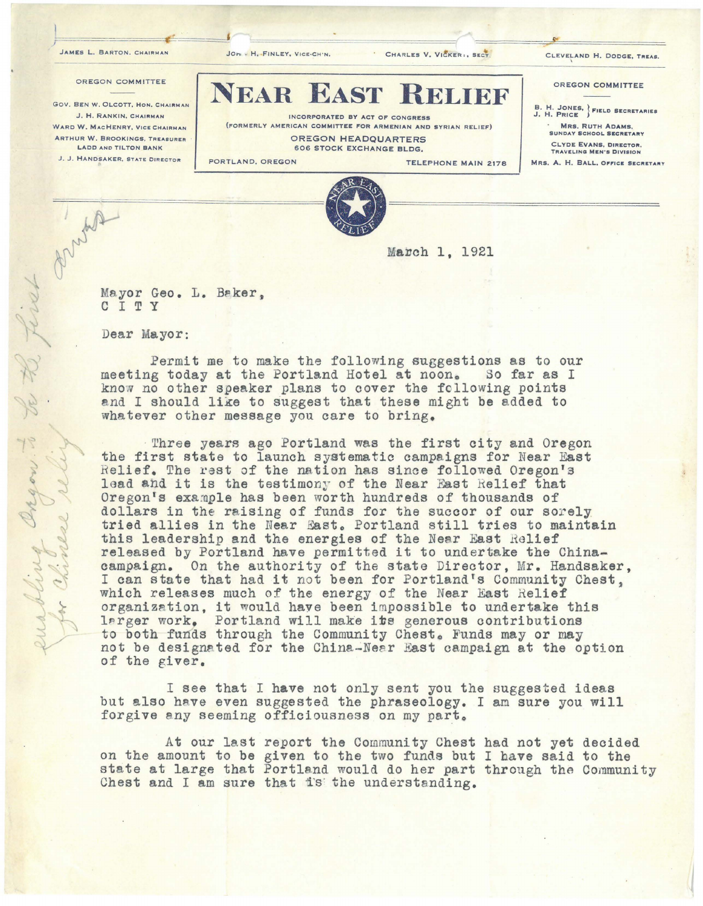JAMES L. BARTON, CHAIRMAN — JOHN H. FINLEY, VICE-CH'N. — CHARLES V. VICKERY, SECY. — CLEVELAND H. DODGE, TREAS.

OREGON COMMITTEE

GOV. BEN W. OLCOTT, HON. CHAIRMAN
J. H. RANKIN, CHAIRMAN
WARD W. MACHENRY, VICE CHAIRMAN
ARTHUR W. BROOKINGS, TREASURER
LADD AND TILTON BANK
J. J. HANDSAKER, STATE DIRECTOR

# NEAR EAST RELIEF

INCORPORATED BY ACT OF CONGRESS
(FORMERLY AMERICAN COMMITTEE FOR ARMENIAN AND SYRIAN RELIEF)
OREGON HEADQUARTERS
606 STOCK EXCHANGE BLDG.
PORTLAND, OREGON — TELEPHONE MAIN 2178

OREGON COMMITTEE

B. H. JONES, J. H. PRICE } FIELD SECRETARIES
MRS. RUTH ADAMS, SUNDAY SCHOOL SECRETARY
CLYDE EVANS, DIRECTOR, TRAVELING MEN'S DIVISION
MRS. A. H. BALL, OFFICE SECRETARY

*[handwritten in margin:] enabling Oregon to be the first for Chinese relief drives*

March 1, 1921

Mayor Geo. L. Baker,
C I T Y

Dear Mayor:

Permit me to make the following suggestions as to our meeting today at the Portland Hotel at noon. So far as I know no other speaker plans to cover the following points and I should like to suggest that these might be added to whatever other message you care to bring.

Three years ago Portland was the first city and Oregon the first state to launch systematic campaigns for Near East Relief. The rest of the nation has since followed Oregon's lead and it is the testimony of the Near East Relief that Oregon's example has been worth hundreds of thousands of dollars in the raising of funds for the succor of our sorely tried allies in the Near East. Portland still tries to maintain this leadership and the energies of the Near East Relief released by Portland have permitted it to undertake the China-campaign. On the authority of the state Director, Mr. Handsaker, I can state that had it not been for Portland's Community Chest, which releases much of the energy of the Near East Relief organization, it would have been impossible to undertake this larger work. Portland will make its generous contributions to both funds through the Community Chest. Funds may or may not be designated for the China-Near East campaign at the option of the giver.

I see that I have not only sent you the suggested ideas but also have even suggested the phraseology. I am sure you will forgive any seeming officiousness on my part.

At our last report the Community Chest had not yet decided on the amount to be given to the two funds but I have said to the state at large that Portland would do her part through the Community Chest and I am sure that is the understanding.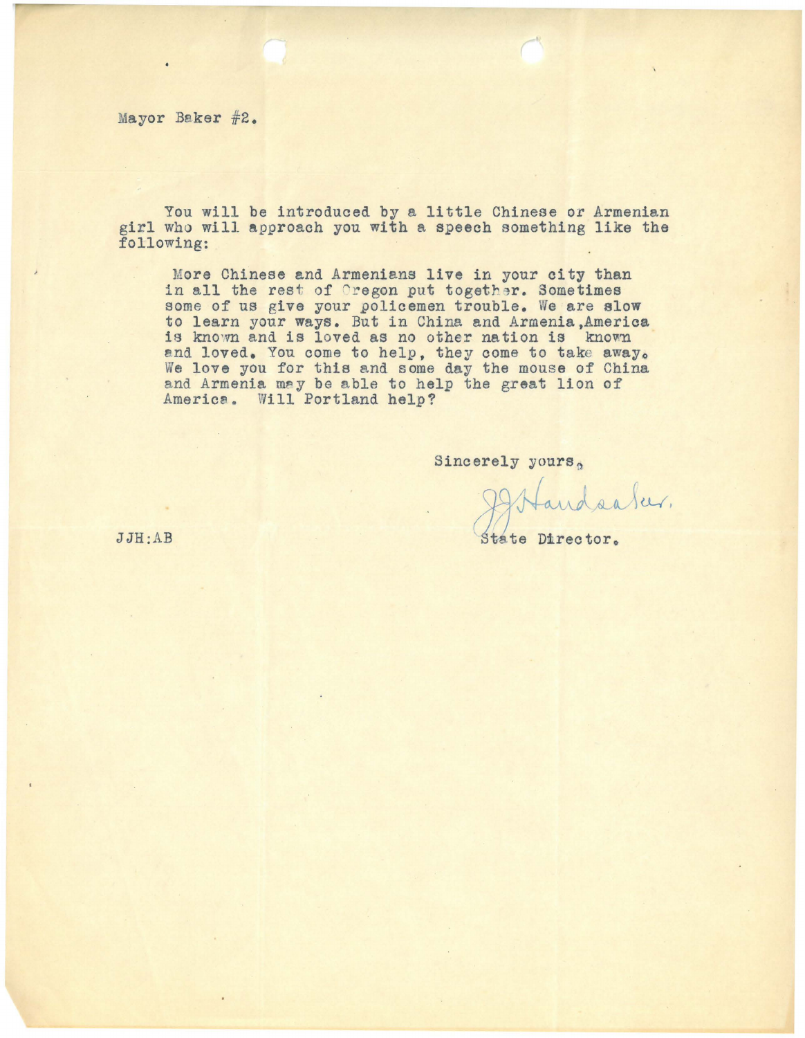Mayor Baker #2.

You will be introduced by a little Chinese or Armenian girl who will approach you with a speech something like the following:

> More Chinese and Armenians live in your city than in all the rest of Oregon put together. Sometimes some of us give your policemen trouble. We are slow to learn your ways. But in China and Armenia, America is known and is loved as no other nation is known and loved. You come to help, they come to take away. We love you for this and some day the mouse of China and Armenia may be able to help the great lion of America. Will Portland help?

Sincerely yours,

J J Handsaker,

State Director.

JJH:AB